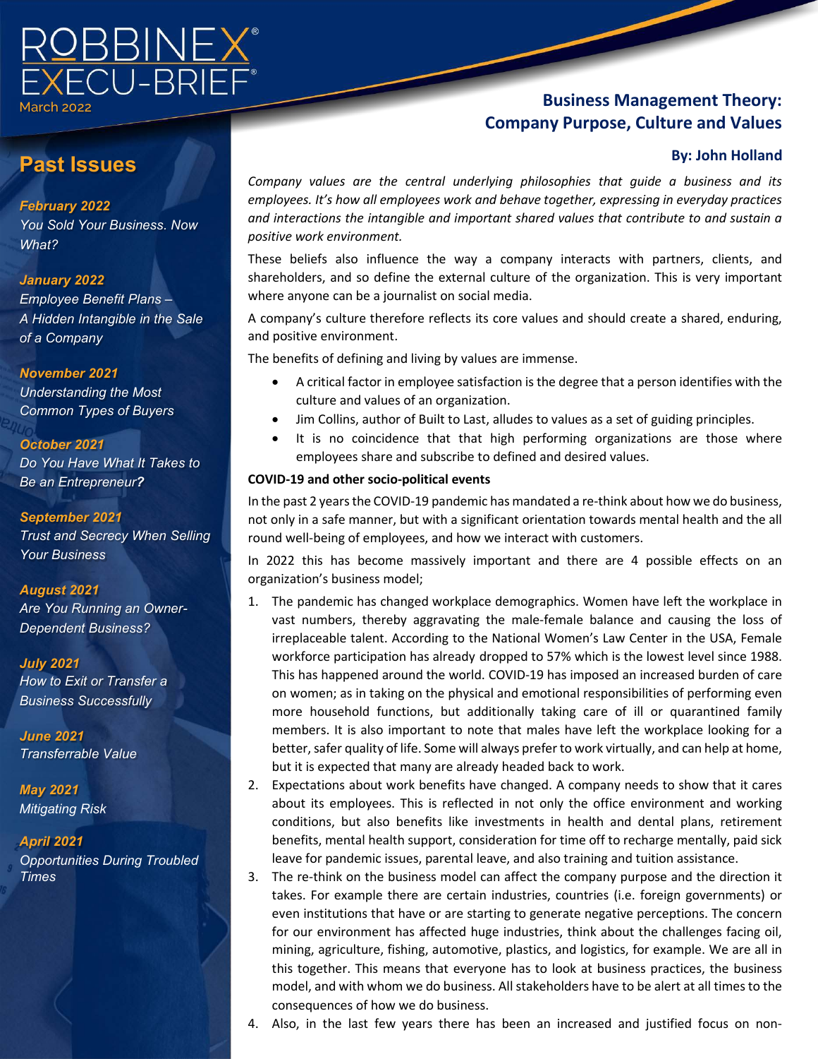ROBBINEX® EXECU-BRIEF®

March 2022

# Business Management Theory: Company Purpose, Culture and Values

**By: John Holland**

*Company values are the central underlying philosophies that guide a business and its employees. It's how all employees work and behave together, expressing in everyday practices and interactions the intangible and important shared values that contribute to and sustain a positive work environment.*

These beliefs also influence the way a company interacts with partners, clients, and shareholders, and so define the external culture of the organization. This is very important where anyone can be a journalist on social media.

A company's culture therefore reflects its core values and should create a shared, enduring, and positive environment.

The benefits of defining and living by values are immense.

- A critical factor in employee satisfaction is the degree that a person identifies with the culture and values of an organization.
- Jim Collins, author of Built to Last, alludes to values as a set of guiding principles.
- It is no coincidence that that high performing organizations are those where employees share and subscribe to defined and desired values.

**COVID-19 and other socio-political events**

In the past 2 years the COVID-19 pandemic has mandated a re-think about how we do business, not only in a safe manner, but with a significant orientation towards mental health and the all round well-being of employees, and how we interact with customers.

In 2022 this has become massively important and there are 4 possible effects on an organization's business model;

1. The pandemic has changed workplace demographics. Women have left the workplace in vast numbers, thereby aggravating the male-female balance and causing the loss of irreplaceable talent. According to the National Women's Law Center in the USA, Female workforce participation has already dropped to 57% which is the lowest level since 1988. This has happened around the world. COVID-19 has imposed an increased burden of care on women; as in taking on the physical and emotional responsibilities of performing even more household functions, but additionally taking care of ill or quarantined family members. It is also important to note that males have left the workplace looking for a better, safer quality of life. Some will always prefer to work virtually, and can help at home, but it is expected that many are already headed back to work.
2. Expectations about work benefits have changed. A company needs to show that it cares about its employees. This is reflected in not only the office environment and working conditions, but also benefits like investments in health and dental plans, retirement benefits, mental health support, consideration for time off to recharge mentally, paid sick leave for pandemic issues, parental leave, and also training and tuition assistance.
3. The re-think on the business model can affect the company purpose and the direction it takes. For example there are certain industries, countries (i.e. foreign governments) or even institutions that have or are starting to generate negative perceptions. The concern for our environment has affected huge industries, think about the challenges facing oil, mining, agriculture, fishing, automotive, plastics, and logistics, for example. We are all in this together. This means that everyone has to look at business practices, the business model, and with whom we do business. All stakeholders have to be alert at all times to the consequences of how we do business.
4. Also, in the last few years there has been an increased and justified focus on non-

## Past Issues

***February 2022***
*You Sold Your Business. Now What?*

***January 2022***
*Employee Benefit Plans – A Hidden Intangible in the Sale of a Company*

***November 2021***
*Understanding the Most Common Types of Buyers*

***October 2021***
*Do You Have What It Takes to Be an Entrepreneur?*

***September 2021***
*Trust and Secrecy When Selling Your Business*

***August 2021***
*Are You Running an Owner-Dependent Business?*

***July 2021***
*How to Exit or Transfer a Business Successfully*

***June 2021***
*Transferrable Value*

***May 2021***
*Mitigating Risk*

***April 2021***
*Opportunities During Troubled Times*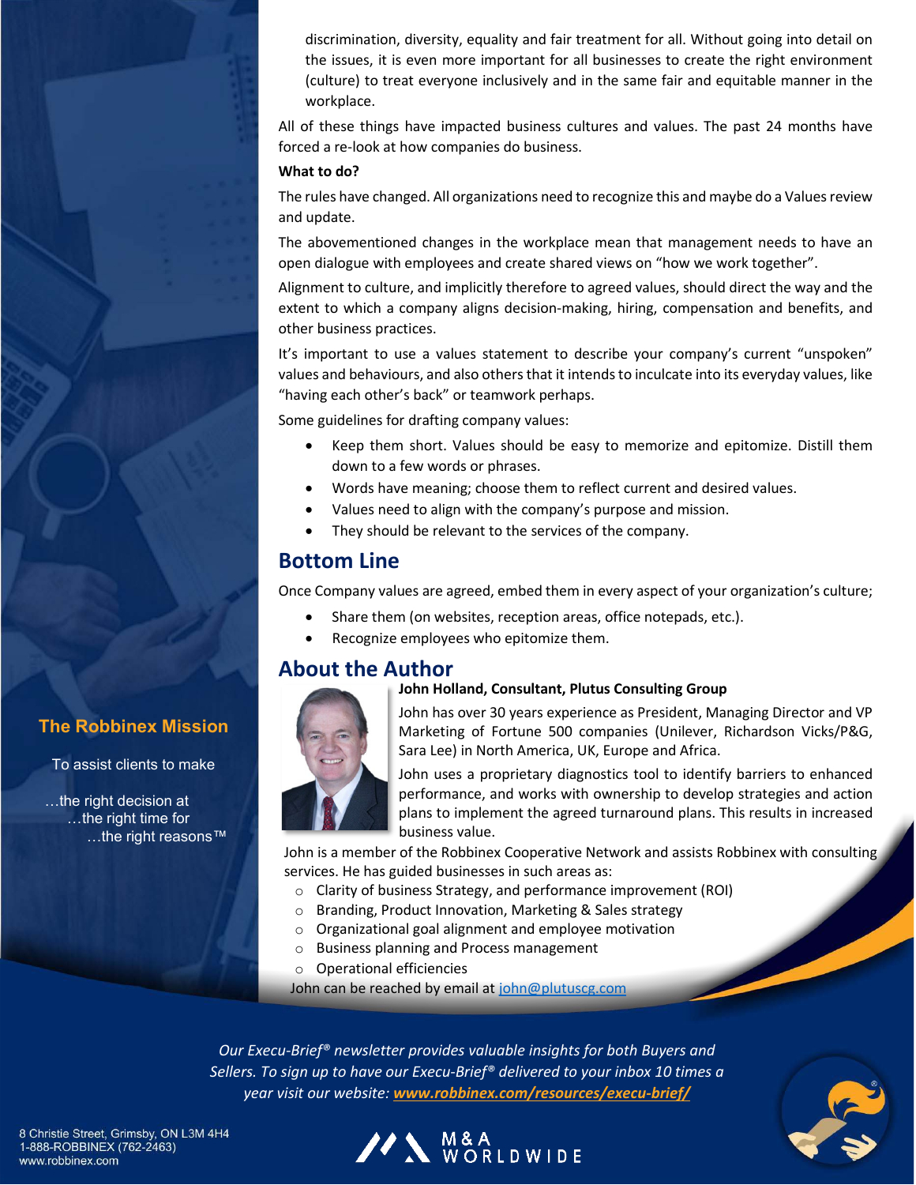discrimination, diversity, equality and fair treatment for all. Without going into detail on the issues, it is even more important for all businesses to create the right environment (culture) to treat everyone inclusively and in the same fair and equitable manner in the workplace.

All of these things have impacted business cultures and values. The past 24 months have forced a re-look at how companies do business.

**What to do?**

The rules have changed. All organizations need to recognize this and maybe do a Values review and update.

The abovementioned changes in the workplace mean that management needs to have an open dialogue with employees and create shared views on "how we work together".

Alignment to culture, and implicitly therefore to agreed values, should direct the way and the extent to which a company aligns decision-making, hiring, compensation and benefits, and other business practices.

It's important to use a values statement to describe your company's current "unspoken" values and behaviours, and also others that it intends to inculcate into its everyday values, like "having each other's back" or teamwork perhaps.

Some guidelines for drafting company values:

- Keep them short. Values should be easy to memorize and epitomize. Distill them down to a few words or phrases.
- Words have meaning; choose them to reflect current and desired values.
- Values need to align with the company's purpose and mission.
- They should be relevant to the services of the company.

## Bottom Line

Once Company values are agreed, embed them in every aspect of your organization's culture;

- Share them (on websites, reception areas, office notepads, etc.).
- Recognize employees who epitomize them.

## About the Author

**John Holland, Consultant, Plutus Consulting Group**

John has over 30 years experience as President, Managing Director and VP Marketing of Fortune 500 companies (Unilever, Richardson Vicks/P&G, Sara Lee) in North America, UK, Europe and Africa.

John uses a proprietary diagnostics tool to identify barriers to enhanced performance, and works with ownership to develop strategies and action plans to implement the agreed turnaround plans. This results in increased business value.

John is a member of the Robbinex Cooperative Network and assists Robbinex with consulting services. He has guided businesses in such areas as:

- Clarity of business Strategy, and performance improvement (ROI)
- Branding, Product Innovation, Marketing & Sales strategy
- Organizational goal alignment and employee motivation
- Business planning and Process management
- Operational efficiencies

John can be reached by email at john@plutuscg.com

### The Robbinex Mission

To assist clients to make

…the right decision at
…the right time for
…the right reasons™

*Our Execu-Brief® newsletter provides valuable insights for both Buyers and Sellers. To sign up to have our Execu-Brief® delivered to your inbox 10 times a year visit our website:* ***www.robbinex.com/resources/execu-brief/***

8 Christie Street, Grimsby, ON L3M 4H4
1-888-ROBBINEX (762-2463)
www.robbinex.com

M & A WORLDWIDE